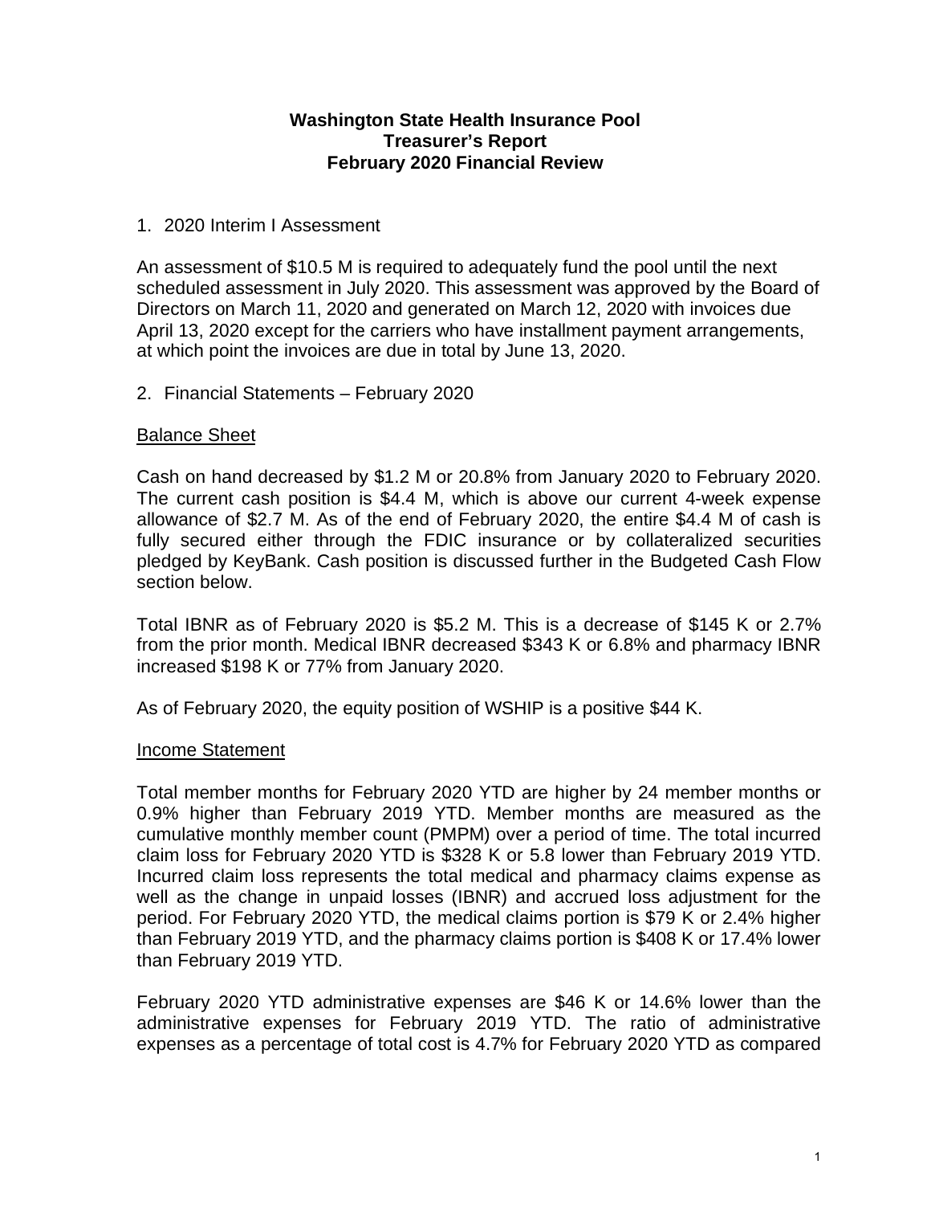# Washington State Health Insurance Pool
## Treasurer's Report
## February 2020 Financial Review

1. 2020 Interim I Assessment

An assessment of $10.5 M is required to adequately fund the pool until the next scheduled assessment in July 2020. This assessment was approved by the Board of Directors on March 11, 2020 and generated on March 12, 2020 with invoices due April 13, 2020 except for the carriers who have installment payment arrangements, at which point the invoices are due in total by June 13, 2020.

2. Financial Statements – February 2020

### Balance Sheet

Cash on hand decreased by $1.2 M or 20.8% from January 2020 to February 2020. The current cash position is $4.4 M, which is above our current 4-week expense allowance of $2.7 M. As of the end of February 2020, the entire $4.4 M of cash is fully secured either through the FDIC insurance or by collateralized securities pledged by KeyBank. Cash position is discussed further in the Budgeted Cash Flow section below.

Total IBNR as of February 2020 is $5.2 M. This is a decrease of $145 K or 2.7% from the prior month. Medical IBNR decreased $343 K or 6.8% and pharmacy IBNR increased $198 K or 77% from January 2020.

As of February 2020, the equity position of WSHIP is a positive $44 K.

### Income Statement

Total member months for February 2020 YTD are higher by 24 member months or 0.9% higher than February 2019 YTD. Member months are measured as the cumulative monthly member count (PMPM) over a period of time. The total incurred claim loss for February 2020 YTD is $328 K or 5.8 lower than February 2019 YTD. Incurred claim loss represents the total medical and pharmacy claims expense as well as the change in unpaid losses (IBNR) and accrued loss adjustment for the period. For February 2020 YTD, the medical claims portion is $79 K or 2.4% higher than February 2019 YTD, and the pharmacy claims portion is $408 K or 17.4% lower than February 2019 YTD.

February 2020 YTD administrative expenses are $46 K or 14.6% lower than the administrative expenses for February 2019 YTD. The ratio of administrative expenses as a percentage of total cost is 4.7% for February 2020 YTD as compared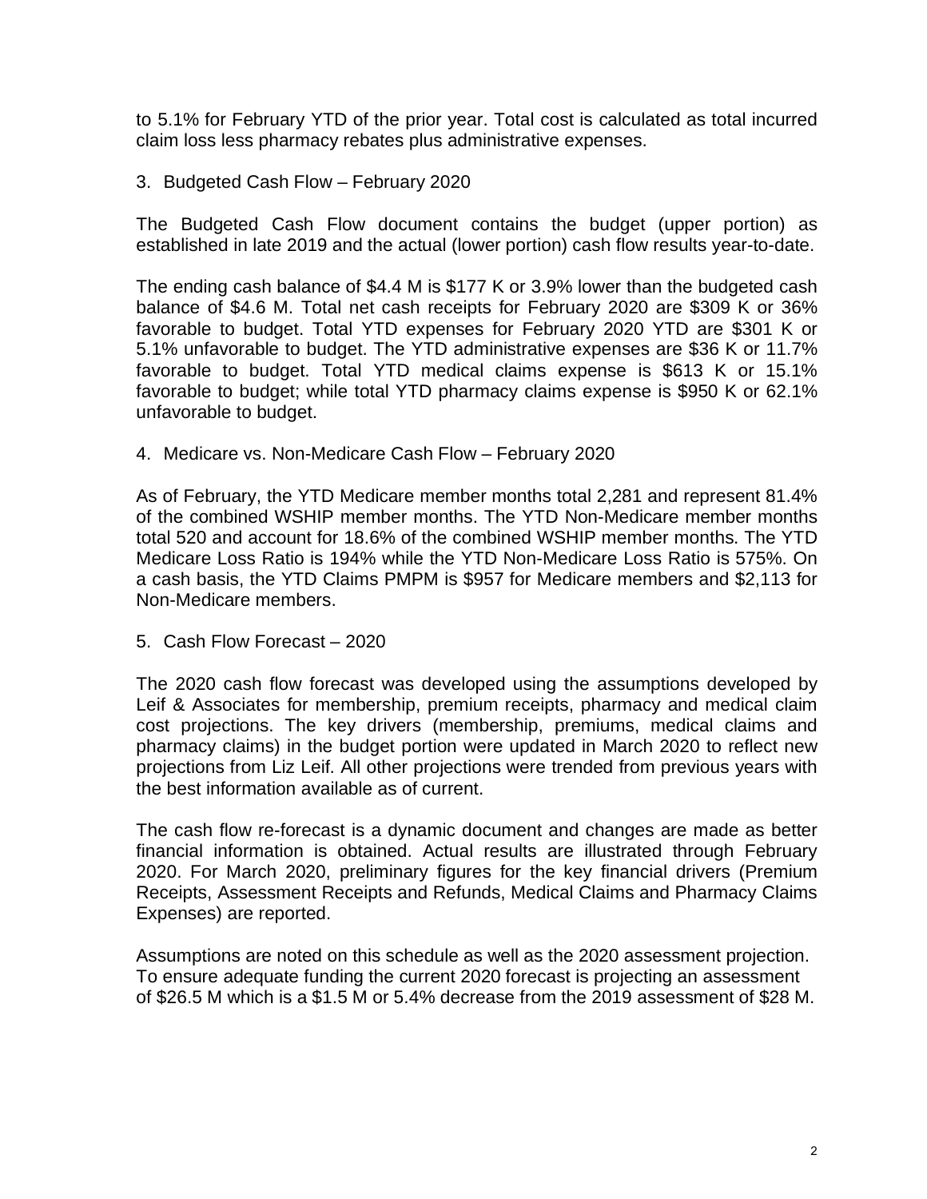to 5.1% for February YTD of the prior year. Total cost is calculated as total incurred claim loss less pharmacy rebates plus administrative expenses.

3. Budgeted Cash Flow – February 2020

The Budgeted Cash Flow document contains the budget (upper portion) as established in late 2019 and the actual (lower portion) cash flow results year-to-date.

The ending cash balance of $4.4 M is $177 K or 3.9% lower than the budgeted cash balance of $4.6 M. Total net cash receipts for February 2020 are $309 K or 36% favorable to budget. Total YTD expenses for February 2020 YTD are $301 K or 5.1% unfavorable to budget. The YTD administrative expenses are $36 K or 11.7% favorable to budget. Total YTD medical claims expense is $613 K or 15.1% favorable to budget; while total YTD pharmacy claims expense is $950 K or 62.1% unfavorable to budget.

4. Medicare vs. Non-Medicare Cash Flow – February 2020

As of February, the YTD Medicare member months total 2,281 and represent 81.4% of the combined WSHIP member months. The YTD Non-Medicare member months total 520 and account for 18.6% of the combined WSHIP member months. The YTD Medicare Loss Ratio is 194% while the YTD Non-Medicare Loss Ratio is 575%. On a cash basis, the YTD Claims PMPM is $957 for Medicare members and $2,113 for Non-Medicare members.

5. Cash Flow Forecast – 2020

The 2020 cash flow forecast was developed using the assumptions developed by Leif & Associates for membership, premium receipts, pharmacy and medical claim cost projections. The key drivers (membership, premiums, medical claims and pharmacy claims) in the budget portion were updated in March 2020 to reflect new projections from Liz Leif. All other projections were trended from previous years with the best information available as of current.

The cash flow re-forecast is a dynamic document and changes are made as better financial information is obtained. Actual results are illustrated through February 2020. For March 2020, preliminary figures for the key financial drivers (Premium Receipts, Assessment Receipts and Refunds, Medical Claims and Pharmacy Claims Expenses) are reported.

Assumptions are noted on this schedule as well as the 2020 assessment projection. To ensure adequate funding the current 2020 forecast is projecting an assessment of $26.5 M which is a $1.5 M or 5.4% decrease from the 2019 assessment of $28 M.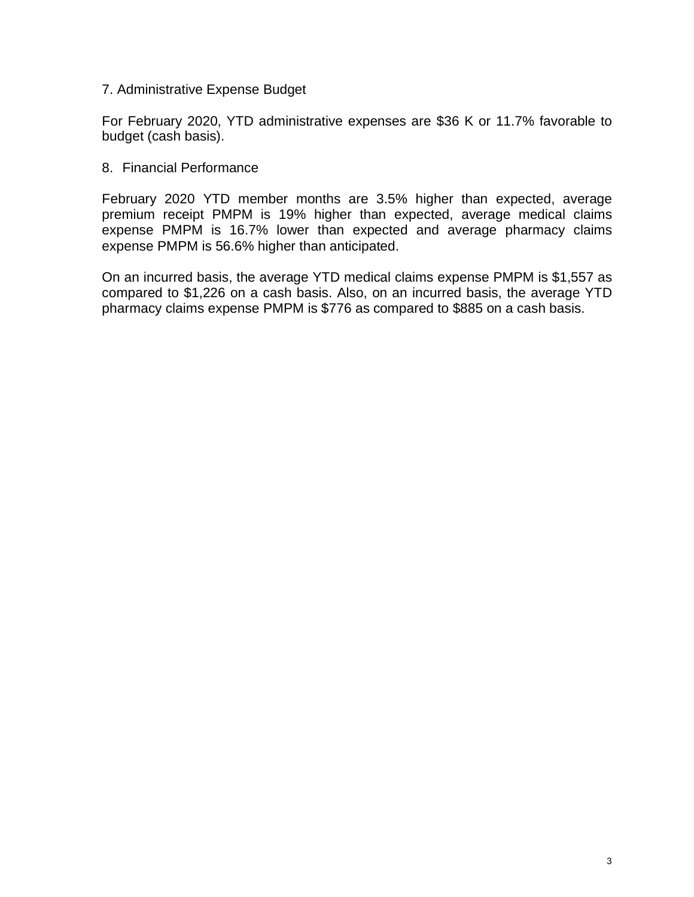7. Administrative Expense Budget

For February 2020, YTD administrative expenses are $36 K or 11.7% favorable to budget (cash basis).

8. Financial Performance

February 2020 YTD member months are 3.5% higher than expected, average premium receipt PMPM is 19% higher than expected, average medical claims expense PMPM is 16.7% lower than expected and average pharmacy claims expense PMPM is 56.6% higher than anticipated.

On an incurred basis, the average YTD medical claims expense PMPM is $1,557 as compared to $1,226 on a cash basis. Also, on an incurred basis, the average YTD pharmacy claims expense PMPM is $776 as compared to $885 on a cash basis.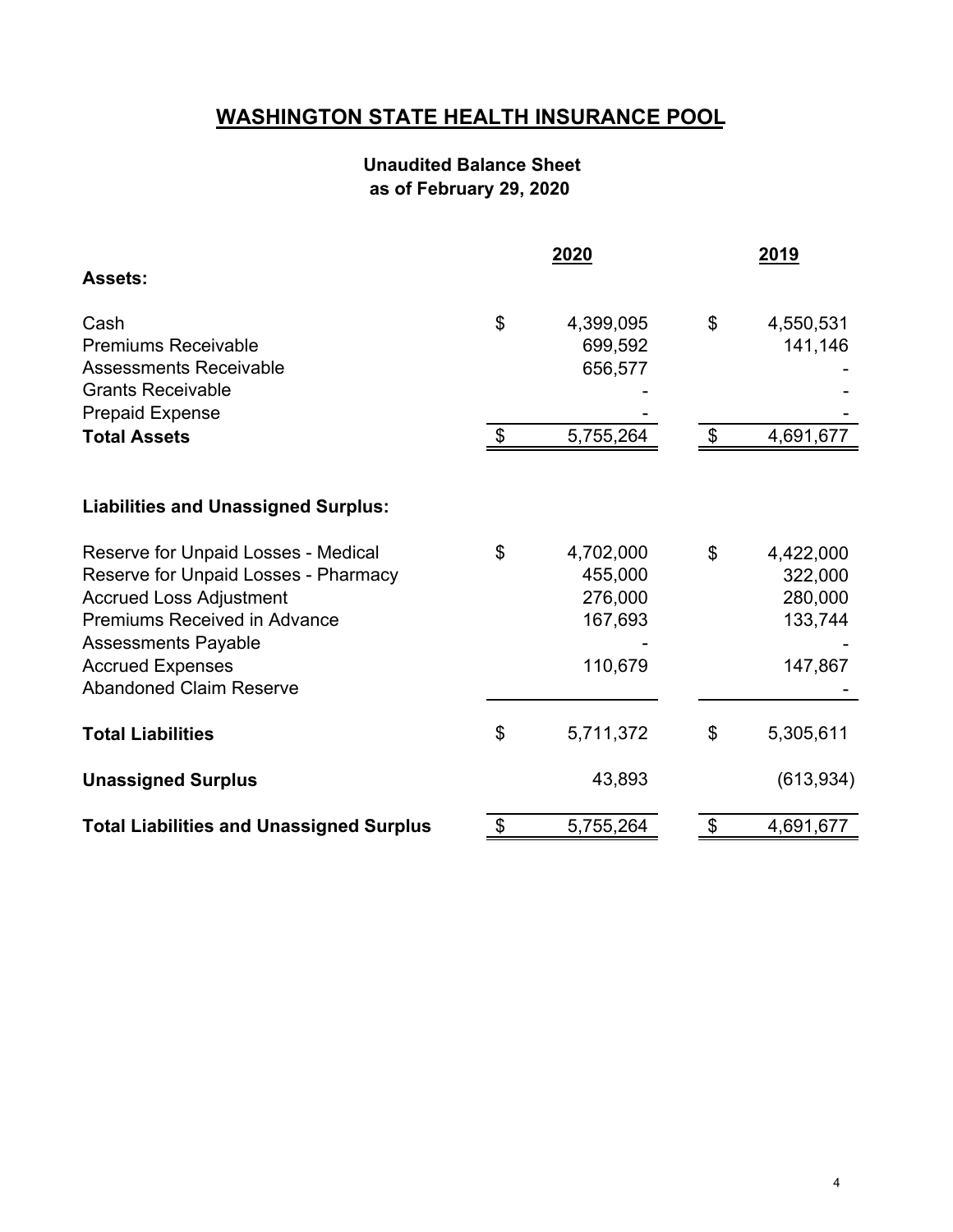# WASHINGTON STATE HEALTH INSURANCE POOL

**Unaudited Balance Sheet**
**as of February 29, 2020**

| | 2020 | 2019 |
|---|---|---|
| **Assets:** | | |
| Cash | $ 4,399,095 | $ 4,550,531 |
| Premiums Receivable | 699,592 | 141,146 |
| Assessments Receivable | 656,577 | - |
| Grants Receivable | - | - |
| Prepaid Expense | - | - |
| **Total Assets** | $ 5,755,264 | $ 4,691,677 |
| | | |
| **Liabilities and Unassigned Surplus:** | | |
| Reserve for Unpaid Losses - Medical | $ 4,702,000 | $ 4,422,000 |
| Reserve for Unpaid Losses - Pharmacy | 455,000 | 322,000 |
| Accrued Loss Adjustment | 276,000 | 280,000 |
| Premiums Received in Advance | 167,693 | 133,744 |
| Assessments Payable | - | - |
| Accrued Expenses | 110,679 | 147,867 |
| Abandoned Claim Reserve | | - |
| **Total Liabilities** | $ 5,711,372 | $ 5,305,611 |
| **Unassigned Surplus** | 43,893 | (613,934) |
| **Total Liabilities and Unassigned Surplus** | $ 5,755,264 | $ 4,691,677 |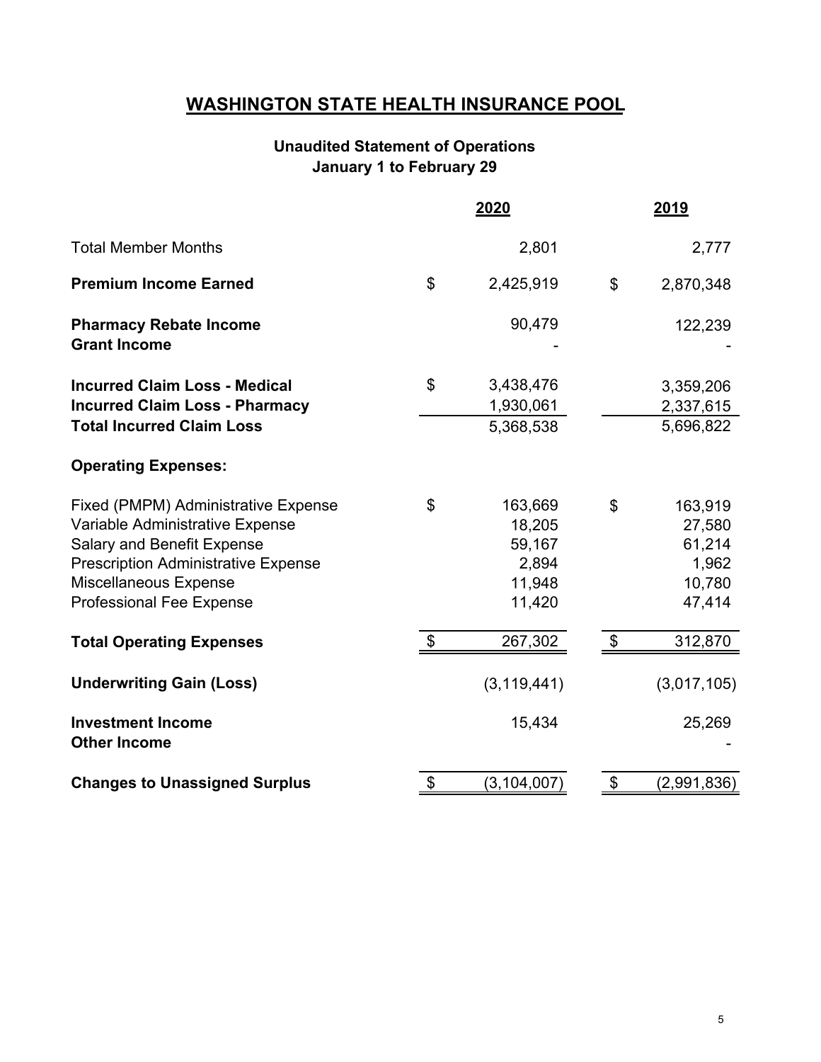# WASHINGTON STATE HEALTH INSURANCE POOL

## Unaudited Statement of Operations
### January 1 to February 29

| | 2020 | 2019 |
|---|---|---|
| Total Member Months | 2,801 | 2,777 |
| **Premium Income Earned** | $ 2,425,919 | $ 2,870,348 |
| **Pharmacy Rebate Income** | 90,479 | 122,239 |
| **Grant Income** | - | - |
| **Incurred Claim Loss - Medical** | $ 3,438,476 | 3,359,206 |
| **Incurred Claim Loss - Pharmacy** | 1,930,061 | 2,337,615 |
| **Total Incurred Claim Loss** | 5,368,538 | 5,696,822 |
| **Operating Expenses:** | | |
| Fixed (PMPM) Administrative Expense | $ 163,669 | $ 163,919 |
| Variable Administrative Expense | 18,205 | 27,580 |
| Salary and Benefit Expense | 59,167 | 61,214 |
| Prescription Administrative Expense | 2,894 | 1,962 |
| Miscellaneous Expense | 11,948 | 10,780 |
| Professional Fee Expense | 11,420 | 47,414 |
| **Total Operating Expenses** | $ 267,302 | $ 312,870 |
| **Underwriting Gain (Loss)** | (3,119,441) | (3,017,105) |
| **Investment Income** | 15,434 | 25,269 |
| **Other Income** | | - |
| **Changes to Unassigned Surplus** | $ (3,104,007) | $ (2,991,836) |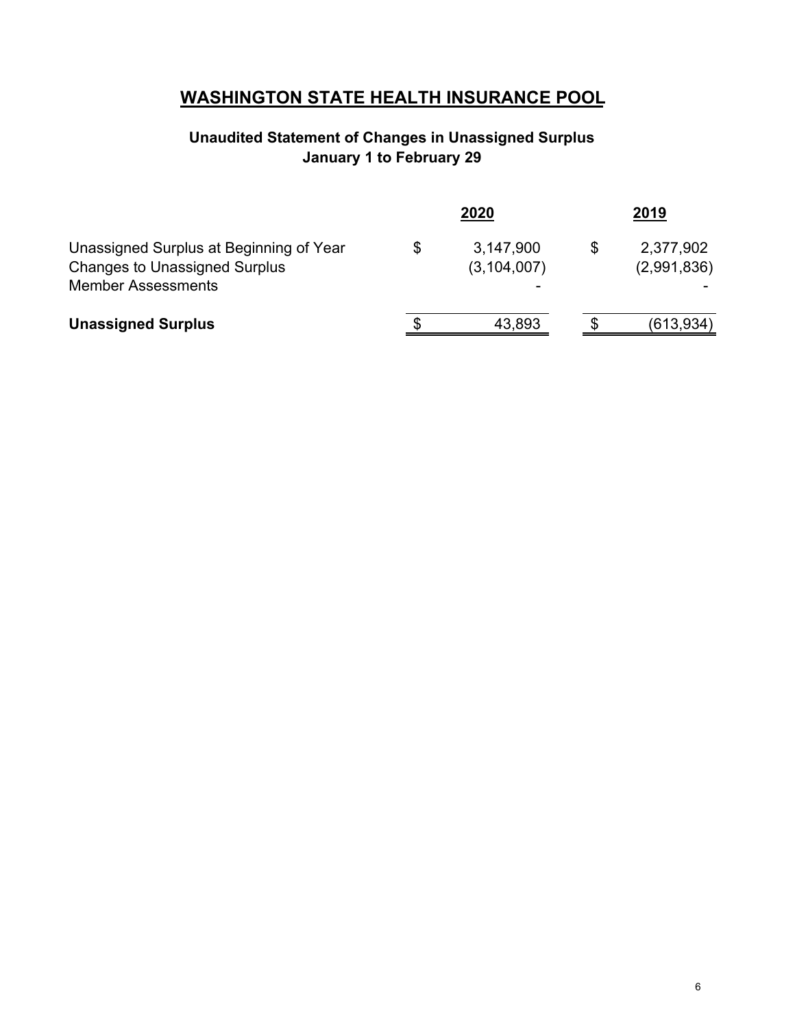# WASHINGTON STATE HEALTH INSURANCE POOL

### Unaudited Statement of Changes in Unassigned Surplus
### January 1 to February 29

| | 2020 | 2019 |
|---|---|---|
| Unassigned Surplus at Beginning of Year | $ 3,147,900 | $ 2,377,902 |
| Changes to Unassigned Surplus | (3,104,007) | (2,991,836) |
| Member Assessments | - | - |
| **Unassigned Surplus** | $ 43,893 | $ (613,934) |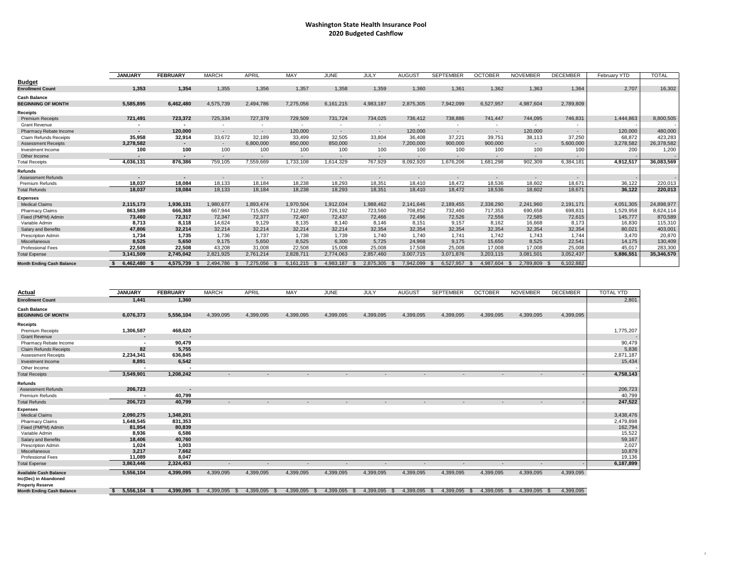# Washington State Health Insurance Pool
## 2020 Budgeted Cashflow

| Budget | JANUARY | FEBRUARY | MARCH | APRIL | MAY | JUNE | JULY | AUGUST | SEPTEMBER | OCTOBER | NOVEMBER | DECEMBER | February YTD | TOTAL |
|---|---|---|---|---|---|---|---|---|---|---|---|---|---|---|
| **Enrollment Count** | **1,353** | **1,354** | 1,355 | 1,356 | 1,357 | 1,358 | 1,359 | 1,360 | 1,361 | 1,362 | 1,363 | 1,364 | 2,707 | 16,302 |
| **Cash Balance** | | | | | | | | | | | | | | |
| **BEGINNING OF MONTH** | **5,585,895** | **6,462,480** | 4,575,739 | 2,494,786 | 7,275,056 | 6,161,215 | 4,983,187 | 2,875,305 | 7,942,099 | 6,527,957 | 4,987,604 | 2,789,809 | | |
| **Receipts** | | | | | | | | | | | | | | |
| Premium Receipts | **721,491** | **723,372** | 725,334 | 727,379 | 729,509 | 731,724 | 734,025 | 736,412 | 738,886 | 741,447 | 744,095 | 746,831 | 1,444,863 | 8,800,505 |
| Grant Revenue | **-** | **-** | - | - | - | - | - | - | - | - | - | - | - | - |
| Pharmacy Rebate Income | **-** | **120,000** | - | - | 120,000 | - | - | 120,000 | - | - | 120,000 | - | 120,000 | 480,000 |
| Claim Refunds Receipts | **35,958** | **32,914** | 33,672 | 32,189 | 33,499 | 32,505 | 33,804 | 36,408 | 37,221 | 39,751 | 38,113 | 37,250 | 68,872 | 423,283 |
| Assessment Receipts | **3,278,582** | **-** | - | 6,800,000 | 850,000 | 850,000 | - | 7,200,000 | 900,000 | 900,000 | - | 5,600,000 | 3,278,582 | 26,378,582 |
| Investment Income | **100** | **100** | 100 | 100 | 100 | 100 | 100 | 100 | 100 | 100 | 100 | 100 | 200 | 1,200 |
| Other Income | **-** | **-** | - | - | - | - | - | - | - | - | - | - | - | - |
| Total Receipts | **4,036,131** | **876,386** | 759,105 | 7,559,669 | 1,733,108 | 1,614,329 | 767,929 | 8,092,920 | 1,676,206 | 1,681,298 | 902,309 | 6,384,181 | **4,912,517** | **36,083,569** |
| **Refunds** | | | | | | | | | | | | | | |
| Assessment Refunds | **-** | **-** | - | - | - | - | - | - | - | - | - | - | - | - |
| Premium Refunds | **18,037** | **18,084** | 18,133 | 18,184 | 18,238 | 18,293 | 18,351 | 18,410 | 18,472 | 18,536 | 18,602 | 18,671 | 36,122 | 220,013 |
| Total Refunds | **18,037** | **18,084** | 18,133 | 18,184 | 18,238 | 18,293 | 18,351 | 18,410 | 18,472 | 18,536 | 18,602 | 18,671 | **36,122** | **220,013** |
| **Expenses** | | | | | | | | | | | | | | |
| Medical Claims | **2,115,173** | **1,936,131** | 1,980,677 | 1,893,474 | 1,970,504 | 1,912,034 | 1,988,462 | 2,141,646 | 2,189,455 | 2,338,290 | 2,241,960 | 2,191,171 | 4,051,305 | 24,898,977 |
| Pharmacy Claims | **863,589** | **666,368** | 667,944 | 715,626 | 712,680 | 726,192 | 723,560 | 708,852 | 732,460 | 717,353 | 690,658 | 698,831 | 1,529,958 | 8,624,114 |
| Fixed (PMPM) Admin | **73,460** | **72,317** | 72,347 | 72,377 | 72,407 | 72,437 | 72,466 | 72,496 | 72,526 | 72,556 | 72,585 | 72,615 | 145,777 | 870,589 |
| Variable Admin | **8,713** | **8,118** | 14,624 | 9,129 | 8,135 | 8,140 | 8,146 | 8,151 | 9,157 | 8,162 | 16,668 | 8,173 | 16,830 | 115,310 |
| Salary and Benefits | **47,806** | **32,214** | 32,214 | 32,214 | 32,214 | 32,214 | 32,354 | 32,354 | 32,354 | 32,354 | 32,354 | 32,354 | 80,021 | 403,001 |
| Prescription Admin | **1,734** | **1,735** | 1,736 | 1,737 | 1,738 | 1,739 | 1,740 | 1,740 | 1,741 | 1,742 | 1,743 | 1,744 | 3,470 | 20,870 |
| Miscellaneous | **8,525** | **5,650** | 9,175 | 5,650 | 8,525 | 6,300 | 5,725 | 24,968 | 9,175 | 15,650 | 8,525 | 22,541 | 14,175 | 130,409 |
| Professional Fees | **22,508** | **22,508** | 43,208 | 31,008 | 22,508 | 15,008 | 25,008 | 17,508 | 25,008 | 17,008 | 17,008 | 25,008 | 45,017 | 283,300 |
| Total Expense | **3,141,509** | **2,745,042** | 2,821,925 | 2,761,214 | 2,828,711 | 2,774,063 | 2,857,460 | 3,007,715 | 3,071,876 | 3,203,115 | 3,081,501 | 3,052,437 | **5,886,551** | **35,346,570** |
| **Month Ending Cash Balance** | **$ 6,462,480** | **$ 4,575,739** | $ 2,494,786 | $ 7,275,056 | $ 6,161,215 | $ 4,983,187 | $ 2,875,305 | $ 7,942,099 | $ 6,527,957 | $ 4,987,604 | $ 2,789,809 | $ 6,102,882 | | |

| Actual | JANUARY | FEBRUARY | MARCH | APRIL | MAY | JUNE | JULY | AUGUST | SEPTEMBER | OCTOBER | NOVEMBER | DECEMBER | TOTAL YTD |
|---|---|---|---|---|---|---|---|---|---|---|---|---|---|
| **Enrollment Count** | **1,441** | **1,360** | | | | | | | | | | | 2,801 |
| **Cash Balance** | | | | | | | | | | | | | |
| **BEGINNING OF MONTH** | 6,076,373 | 5,556,104 | 4,399,095 | 4,399,095 | 4,399,095 | 4,399,095 | 4,399,095 | 4,399,095 | 4,399,095 | 4,399,095 | 4,399,095 | 4,399,095 | |
| **Receipts** | | | | | | | | | | | | | |
| Premium Receipts | **1,306,587** | **468,620** | | | | | | | | | | | 1,775,207 |
| Grant Revenue | **-** | **-** | | | | | | | | | | | - |
| Pharmacy Rebate Income | **-** | **90,479** | | | | | | | | | | | 90,479 |
| Claim Refunds Receipts | **82** | **5,755** | | | | | | | | | | | 5,836 |
| Assessment Receipts | **2,234,341** | **636,845** | | | | | | | | | | | 2,871,187 |
| Investment Income | **8,891** | **6,542** | | | | | | | | | | | 15,434 |
| Other Income | **-** | **-** | | | | | | | | | | | - |
| Total Receipts | **3,549,901** | **1,208,242** | - | - | - | - | - | - | - | - | - | - | **4,758,143** |
| **Refunds** | | | | | | | | | | | | | |
| Assessment Refunds | **206,723** | **-** | | | | | | | | | | | 206,723 |
| Premium Refunds | **-** | **40,799** | | | | | | | | | | | 40,799 |
| Total Refunds | **206,723** | **40,799** | - | - | - | - | - | - | - | - | - | - | **247,522** |
| **Expenses** | | | | | | | | | | | | | |
| Medical Claims | **2,090,275** | **1,348,201** | | | | | | | | | | | 3,438,476 |
| Pharmacy Claims | **1,648,545** | **831,353** | | | | | | | | | | | 2,479,898 |
| Fixed (PMPM) Admin | **81,954** | **80,839** | | | | | | | | | | | 162,794 |
| Variable Admin | **8,936** | **6,586** | | | | | | | | | | | 15,522 |
| Salary and Benefits | **18,406** | **40,760** | | | | | | | | | | | 59,167 |
| Prescription Admin | **1,024** | **1,003** | | | | | | | | | | | 2,027 |
| Miscellaneous | **3,217** | **7,662** | | | | | | | | | | | 10,879 |
| Professional Fees | **11,089** | **8,047** | | | | | | | | | | | 19,136 |
| Total Expense | **3,863,446** | **2,324,453** | - | - | - | - | - | - | - | - | - | - | **6,187,899** |
| **Available Cash Balance** | **5,556,104** | **4,399,095** | 4,399,095 | 4,399,095 | 4,399,095 | 4,399,095 | 4,399,095 | 4,399,095 | 4,399,095 | 4,399,095 | 4,399,095 | 4,399,095 | |
| **Inc(Dec) in Abandoned Property Reserve** | | | | | | | | | | | | | |
| **Month Ending Cash Balance** | **$ 5,556,104** | **$ 4,399,095** | $ 4,399,095 | $ 4,399,095 | $ 4,399,095 | $ 4,399,095 | $ 4,399,095 | $ 4,399,095 | $ 4,399,095 | $ 4,399,095 | $ 4,399,095 | $ 4,399,095 | |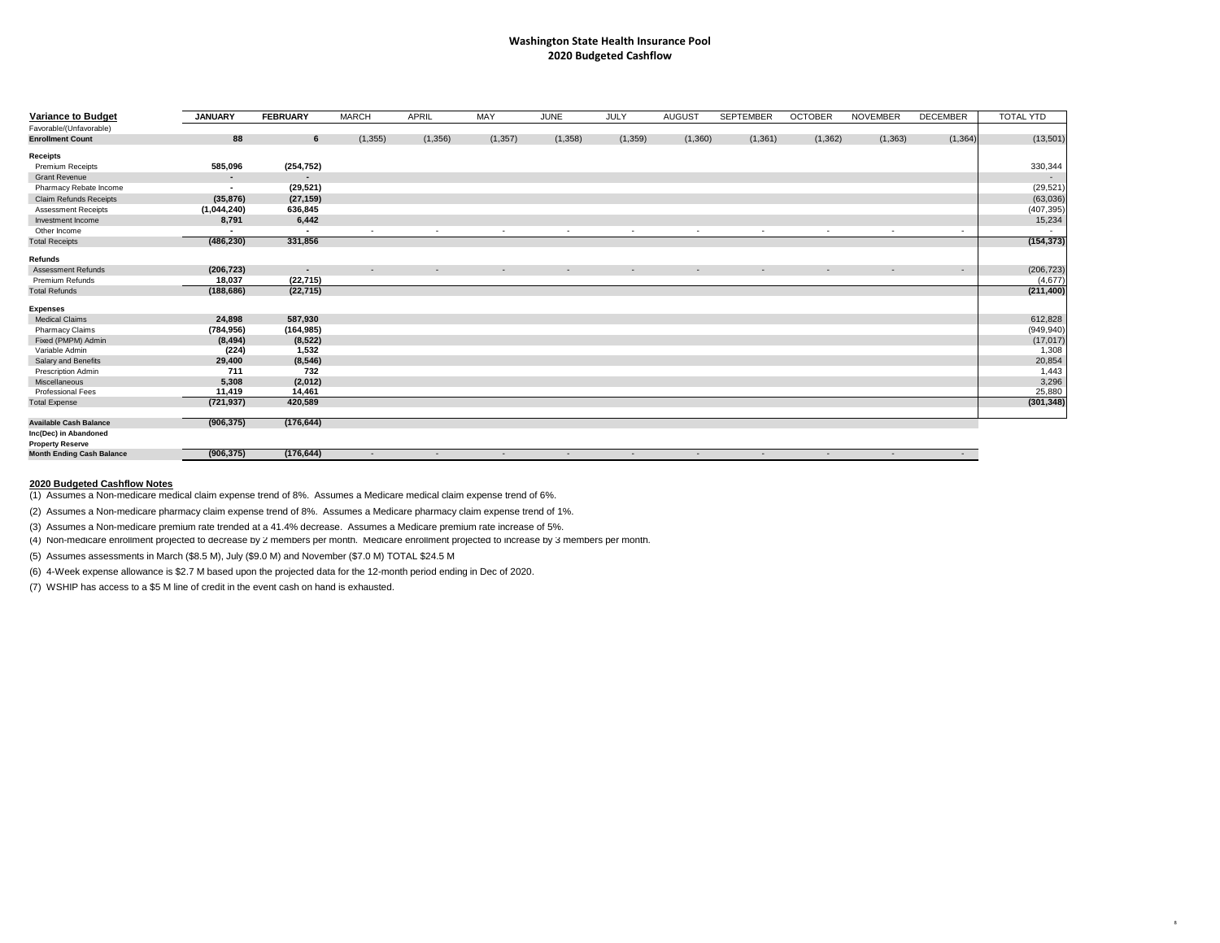# Washington State Health Insurance Pool
## 2020 Budgeted Cashflow

| Variance to Budget | JANUARY | FEBRUARY | MARCH | APRIL | MAY | JUNE | JULY | AUGUST | SEPTEMBER | OCTOBER | NOVEMBER | DECEMBER | TOTAL YTD |
|---|---|---|---|---|---|---|---|---|---|---|---|---|---|
| Favorable/(Unfavorable) | | | | | | | | | | | | | |
| **Enrollment Count** | **88** | **6** | (1,355) | (1,356) | (1,357) | (1,358) | (1,359) | (1,360) | (1,361) | (1,362) | (1,363) | (1,364) | (13,501) |
| **Receipts** | | | | | | | | | | | | | |
| Premium Receipts | **585,096** | **(254,752)** | | | | | | | | | | | 330,344 |
| Grant Revenue | **-** | **-** | | | | | | | | | | | - |
| Pharmacy Rebate Income | **-** | **(29,521)** | | | | | | | | | | | (29,521) |
| Claim Refunds Receipts | **(35,876)** | **(27,159)** | | | | | | | | | | | (63,036) |
| Assessment Receipts | **(1,044,240)** | **636,845** | | | | | | | | | | | (407,395) |
| Investment Income | **8,791** | **6,442** | | | | | | | | | | | 15,234 |
| Other Income | **-** | **-** | - | - | - | - | - | - | - | - | - | - | - |
| Total Receipts | **(486,230)** | **331,856** | | | | | | | | | | | **(154,373)** |
| **Refunds** | | | | | | | | | | | | | |
| Assessment Refunds | **(206,723)** | **-** | - | - | - | - | - | - | - | - | - | - | (206,723) |
| Premium Refunds | **18,037** | **(22,715)** | | | | | | | | | | | (4,677) |
| Total Refunds | **(188,686)** | **(22,715)** | | | | | | | | | | | **(211,400)** |
| **Expenses** | | | | | | | | | | | | | |
| Medical Claims | **24,898** | **587,930** | | | | | | | | | | | 612,828 |
| Pharmacy Claims | **(784,956)** | **(164,985)** | | | | | | | | | | | (949,940) |
| Fixed (PMPM) Admin | **(8,494)** | **(8,522)** | | | | | | | | | | | (17,017) |
| Variable Admin | **(224)** | **1,532** | | | | | | | | | | | 1,308 |
| Salary and Benefits | **29,400** | **(8,546)** | | | | | | | | | | | 20,854 |
| Prescription Admin | **711** | **732** | | | | | | | | | | | 1,443 |
| Miscellaneous | **5,308** | **(2,012)** | | | | | | | | | | | 3,296 |
| Professional Fees | **11,419** | **14,461** | | | | | | | | | | | 25,880 |
| Total Expense | **(721,937)** | **420,589** | | | | | | | | | | | **(301,348)** |
| **Available Cash Balance** | **(906,375)** | **(176,644)** | | | | | | | | | | | |
| **Inc(Dec) in Abandoned Property Reserve** | | | | | | | | | | | | | |
| **Month Ending Cash Balance** | **(906,375)** | **(176,644)** | - | - | - | - | - | - | - | - | - | - | |

**2020 Budgeted Cashflow Notes**

(1) Assumes a Non-medicare medical claim expense trend of 8%. Assumes a Medicare medical claim expense trend of 6%.

(2) Assumes a Non-medicare pharmacy claim expense trend of 8%. Assumes a Medicare pharmacy claim expense trend of 1%.

(3) Assumes a Non-medicare premium rate trended at a 41.4% decrease. Assumes a Medicare premium rate increase of 5%.

(4) Non-medicare enrollment projected to decrease by 2 members per month. Medicare enrollment projected to increase by 3 members per month.

(5) Assumes assessments in March ($8.5 M), July ($9.0 M) and November ($7.0 M) TOTAL $24.5 M

(6) 4-Week expense allowance is $2.7 M based upon the projected data for the 12-month period ending in Dec of 2020.

(7) WSHIP has access to a $5 M line of credit in the event cash on hand is exhausted.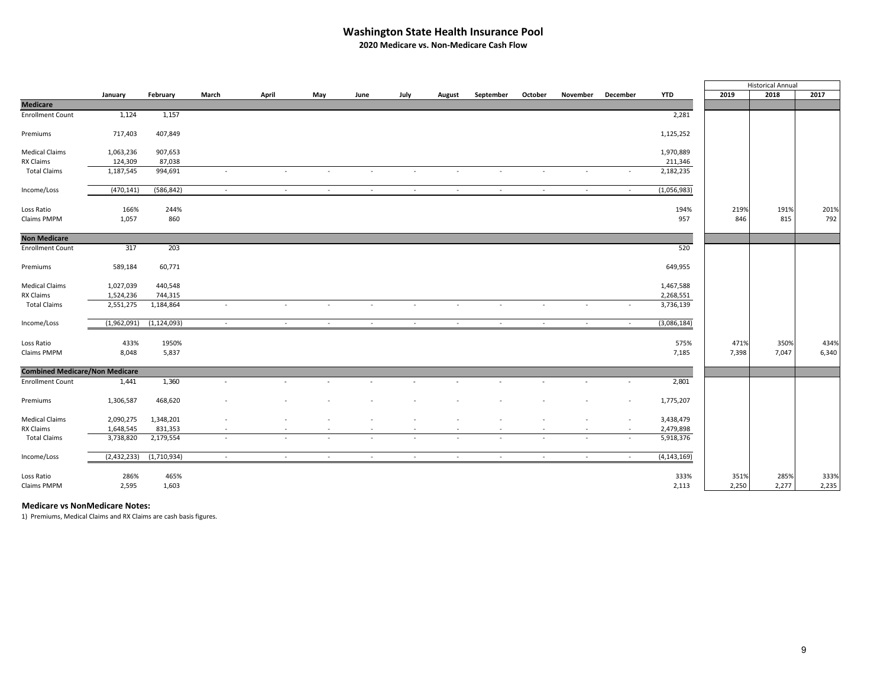# Washington State Health Insurance Pool

## 2020 Medicare vs. Non-Medicare Cash Flow

| | January | February | March | April | May | June | July | August | September | October | November | December | YTD | Historical Annual 2019 | 2018 | 2017 |
|---|---|---|---|---|---|---|---|---|---|---|---|---|---|---|---|---|
| **Medicare** | | | | | | | | | | | | | | | | |
| Enrollment Count | 1,124 | 1,157 | | | | | | | | | | | 2,281 | | | |
| Premiums | 717,403 | 407,849 | | | | | | | | | | | 1,125,252 | | | |
| Medical Claims | 1,063,236 | 907,653 | | | | | | | | | | | 1,970,889 | | | |
| RX Claims | 124,309 | 87,038 | | | | | | | | | | | 211,346 | | | |
| Total Claims | 1,187,545 | 994,691 | - | - | - | - | - | - | - | - | - | - | 2,182,235 | | | |
| Income/Loss | (470,141) | (586,842) | - | - | - | - | - | - | - | - | - | - | (1,056,983) | | | |
| Loss Ratio | 166% | 244% | | | | | | | | | | | 194% | 219% | 191% | 201% |
| Claims PMPM | 1,057 | 860 | | | | | | | | | | | 957 | 846 | 815 | 792 |
| **Non Medicare** | | | | | | | | | | | | | | | | |
| Enrollment Count | 317 | 203 | | | | | | | | | | | 520 | | | |
| Premiums | 589,184 | 60,771 | | | | | | | | | | | 649,955 | | | |
| Medical Claims | 1,027,039 | 440,548 | | | | | | | | | | | 1,467,588 | | | |
| RX Claims | 1,524,236 | 744,315 | | | | | | | | | | | 2,268,551 | | | |
| Total Claims | 2,551,275 | 1,184,864 | - | - | - | - | - | - | - | - | - | - | 3,736,139 | | | |
| Income/Loss | (1,962,091) | (1,124,093) | - | - | - | - | - | - | - | - | - | - | (3,086,184) | | | |
| Loss Ratio | 433% | 1950% | | | | | | | | | | | 575% | 471% | 350% | 434% |
| Claims PMPM | 8,048 | 5,837 | | | | | | | | | | | 7,185 | 7,398 | 7,047 | 6,340 |
| **Combined Medicare/Non Medicare** | | | | | | | | | | | | | | | | |
| Enrollment Count | 1,441 | 1,360 | - | - | - | - | - | - | - | - | - | - | 2,801 | | | |
| Premiums | 1,306,587 | 468,620 | - | - | - | - | - | - | - | - | - | - | 1,775,207 | | | |
| Medical Claims | 2,090,275 | 1,348,201 | - | - | - | - | - | - | - | - | - | - | 3,438,479 | | | |
| RX Claims | 1,648,545 | 831,353 | - | - | - | - | - | - | - | - | - | - | 2,479,898 | | | |
| Total Claims | 3,738,820 | 2,179,554 | - | - | - | - | - | - | - | - | - | - | 5,918,376 | | | |
| Income/Loss | (2,432,233) | (1,710,934) | - | - | - | - | - | - | - | - | - | - | (4,143,169) | | | |
| Loss Ratio | 286% | 465% | | | | | | | | | | | 333% | 351% | 285% | 333% |
| Claims PMPM | 2,595 | 1,603 | | | | | | | | | | | 2,113 | 2,250 | 2,277 | 2,235 |

**Medicare vs NonMedicare Notes:**

1) Premiums, Medical Claims and RX Claims are cash basis figures.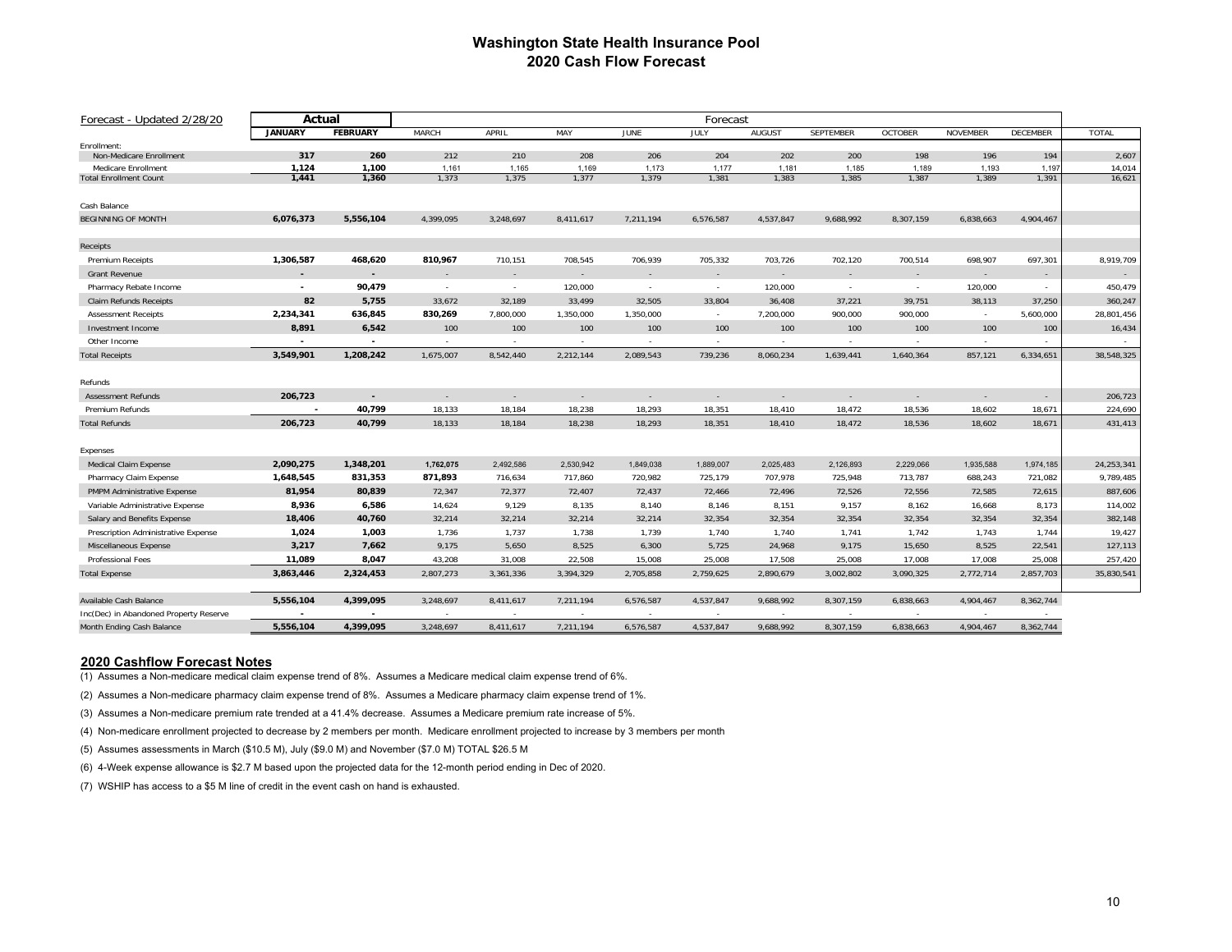# Washington State Health Insurance Pool
## 2020 Cash Flow Forecast

| Forecast - Updated 2/28/20 | Actual | | Forecast | | | | | | | | | | |
|---|---|---|---|---|---|---|---|---|---|---|---|---|---|
| | **JANUARY** | **FEBRUARY** | MARCH | APRIL | MAY | JUNE | JULY | AUGUST | SEPTEMBER | OCTOBER | NOVEMBER | DECEMBER | TOTAL |
| Enrollment: | | | | | | | | | | | | | |
| Non-Medicare Enrollment | **317** | **260** | 212 | 210 | 208 | 206 | 204 | 202 | 200 | 198 | 196 | 194 | 2,607 |
| Medicare Enrollment | **1,124** | **1,100** | 1,161 | 1,165 | 1,169 | 1,173 | 1,177 | 1,181 | 1,185 | 1,189 | 1,193 | 1,197 | 14,014 |
| Total Enrollment Count | **1,441** | **1,360** | 1,373 | 1,375 | 1,377 | 1,379 | 1,381 | 1,383 | 1,385 | 1,387 | 1,389 | 1,391 | 16,621 |
| Cash Balance | | | | | | | | | | | | | |
| BEGINNING OF MONTH | **6,076,373** | **5,556,104** | 4,399,095 | 3,248,697 | 8,411,617 | 7,211,194 | 6,576,587 | 4,537,847 | 9,688,992 | 8,307,159 | 6,838,663 | 4,904,467 | |
| Receipts | | | | | | | | | | | | | |
| Premium Receipts | **1,306,587** | **468,620** | **810,967** | 710,151 | 708,545 | 706,939 | 705,332 | 703,726 | 702,120 | 700,514 | 698,907 | 697,301 | 8,919,709 |
| Grant Revenue | **-** | **-** | - | - | - | - | - | - | - | - | - | - | - |
| Pharmacy Rebate Income | **-** | **90,479** | - | - | 120,000 | - | - | 120,000 | - | - | 120,000 | - | 450,479 |
| Claim Refunds Receipts | **82** | **5,755** | 33,672 | 32,189 | 33,499 | 32,505 | 33,804 | 36,408 | 37,221 | 39,751 | 38,113 | 37,250 | 360,247 |
| Assessment Receipts | **2,234,341** | **636,845** | **830,269** | 7,800,000 | 1,350,000 | 1,350,000 | - | 7,200,000 | 900,000 | 900,000 | - | 5,600,000 | 28,801,456 |
| Investment Income | **8,891** | **6,542** | 100 | 100 | 100 | 100 | 100 | 100 | 100 | 100 | 100 | 100 | 16,434 |
| Other Income | **-** | **-** | - | - | - | - | - | - | - | - | - | - | - |
| Total Receipts | **3,549,901** | **1,208,242** | 1,675,007 | 8,542,440 | 2,212,144 | 2,089,543 | 739,236 | 8,060,234 | 1,639,441 | 1,640,364 | 857,121 | 6,334,651 | 38,548,325 |
| Refunds | | | | | | | | | | | | | |
| Assessment Refunds | **206,723** | **-** | - | - | - | - | - | - | - | - | - | - | 206,723 |
| Premium Refunds | **-** | **40,799** | 18,133 | 18,184 | 18,238 | 18,293 | 18,351 | 18,410 | 18,472 | 18,536 | 18,602 | 18,671 | 224,690 |
| Total Refunds | **206,723** | **40,799** | 18,133 | 18,184 | 18,238 | 18,293 | 18,351 | 18,410 | 18,472 | 18,536 | 18,602 | 18,671 | 431,413 |
| Expenses | | | | | | | | | | | | | |
| Medical Claim Expense | **2,090,275** | **1,348,201** | **1,762,075** | 2,492,586 | 2,530,942 | 1,849,038 | 1,889,007 | 2,025,483 | 2,126,893 | 2,229,066 | 1,935,588 | 1,974,185 | 24,253,341 |
| Pharmacy Claim Expense | **1,648,545** | **831,353** | **871,893** | 716,634 | 717,860 | 720,982 | 725,179 | 707,978 | 725,948 | 713,787 | 688,243 | 721,082 | 9,789,485 |
| PMPM Administrative Expense | **81,954** | **80,839** | 72,347 | 72,377 | 72,407 | 72,437 | 72,466 | 72,496 | 72,526 | 72,556 | 72,585 | 72,615 | 887,606 |
| Variable Administrative Expense | **8,936** | **6,586** | 14,624 | 9,129 | 8,135 | 8,140 | 8,146 | 8,151 | 9,157 | 8,162 | 16,668 | 8,173 | 114,002 |
| Salary and Benefits Expense | **18,406** | **40,760** | 32,214 | 32,214 | 32,214 | 32,214 | 32,354 | 32,354 | 32,354 | 32,354 | 32,354 | 32,354 | 382,148 |
| Prescription Administrative Expense | **1,024** | **1,003** | 1,736 | 1,737 | 1,738 | 1,739 | 1,740 | 1,740 | 1,741 | 1,742 | 1,743 | 1,744 | 19,427 |
| Miscellaneous Expense | **3,217** | **7,662** | 9,175 | 5,650 | 8,525 | 6,300 | 5,725 | 24,968 | 9,175 | 15,650 | 8,525 | 22,541 | 127,113 |
| Professional Fees | **11,089** | **8,047** | 43,208 | 31,008 | 22,508 | 15,008 | 25,008 | 17,508 | 25,008 | 17,008 | 17,008 | 25,008 | 257,420 |
| Total Expense | **3,863,446** | **2,324,453** | 2,807,273 | 3,361,336 | 3,394,329 | 2,705,858 | 2,759,625 | 2,890,679 | 3,002,802 | 3,090,325 | 2,772,714 | 2,857,703 | 35,830,541 |
| Available Cash Balance | **5,556,104** | **4,399,095** | 3,248,697 | 8,411,617 | 7,211,194 | 6,576,587 | 4,537,847 | 9,688,992 | 8,307,159 | 6,838,663 | 4,904,467 | 8,362,744 | |
| Inc(Dec) in Abandoned Property Reserve | **-** | **-** | - | - | - | - | - | - | - | - | - | - | |
| Month Ending Cash Balance | **5,556,104** | **4,399,095** | 3,248,697 | 8,411,617 | 7,211,194 | 6,576,587 | 4,537,847 | 9,688,992 | 8,307,159 | 6,838,663 | 4,904,467 | 8,362,744 | |

## 2020 Cashflow Forecast Notes

(1) Assumes a Non-medicare medical claim expense trend of 8%. Assumes a Medicare medical claim expense trend of 6%.

(2) Assumes a Non-medicare pharmacy claim expense trend of 8%. Assumes a Medicare pharmacy claim expense trend of 1%.

(3) Assumes a Non-medicare premium rate trended at a 41.4% decrease. Assumes a Medicare premium rate increase of 5%.

(4) Non-medicare enrollment projected to decrease by 2 members per month. Medicare enrollment projected to increase by 3 members per month

(5) Assumes assessments in March ($10.5 M), July ($9.0 M) and November ($7.0 M) TOTAL $26.5 M

(6) 4-Week expense allowance is $2.7 M based upon the projected data for the 12-month period ending in Dec of 2020.

(7) WSHIP has access to a $5 M line of credit in the event cash on hand is exhausted.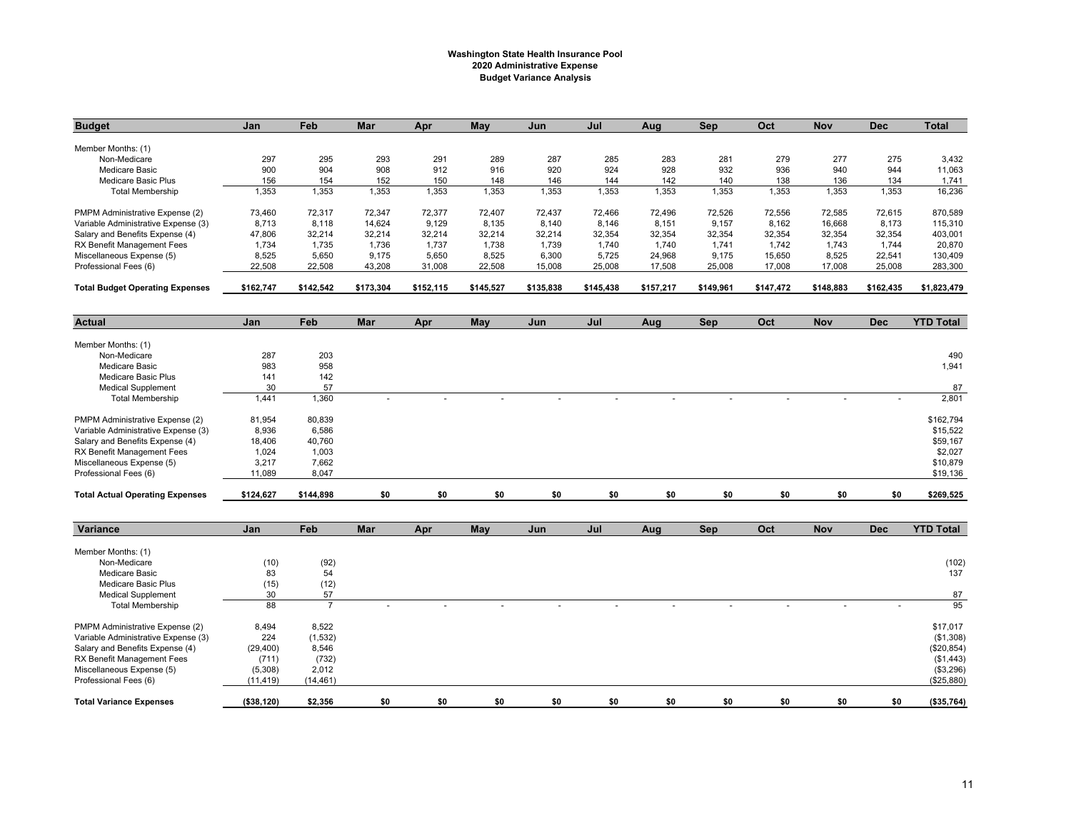**Washington State Health Insurance Pool**
**2020 Administrative Expense**
**Budget Variance Analysis**

| Budget | Jan | Feb | Mar | Apr | May | Jun | Jul | Aug | Sep | Oct | Nov | Dec | Total |
|---|---|---|---|---|---|---|---|---|---|---|---|---|---|
| Member Months: (1) | | | | | | | | | | | | | |
| Non-Medicare | 297 | 295 | 293 | 291 | 289 | 287 | 285 | 283 | 281 | 279 | 277 | 275 | 3,432 |
| Medicare Basic | 900 | 904 | 908 | 912 | 916 | 920 | 924 | 928 | 932 | 936 | 940 | 944 | 11,063 |
| Medicare Basic Plus | 156 | 154 | 152 | 150 | 148 | 146 | 144 | 142 | 140 | 138 | 136 | 134 | 1,741 |
| Total Membership | 1,353 | 1,353 | 1,353 | 1,353 | 1,353 | 1,353 | 1,353 | 1,353 | 1,353 | 1,353 | 1,353 | 1,353 | 16,236 |
| PMPM Administrative Expense (2) | 73,460 | 72,317 | 72,347 | 72,377 | 72,407 | 72,437 | 72,466 | 72,496 | 72,526 | 72,556 | 72,585 | 72,615 | 870,589 |
| Variable Administrative Expense (3) | 8,713 | 8,118 | 14,624 | 9,129 | 8,135 | 8,140 | 8,146 | 8,151 | 9,157 | 8,162 | 16,668 | 8,173 | 115,310 |
| Salary and Benefits Expense (4) | 47,806 | 32,214 | 32,214 | 32,214 | 32,214 | 32,214 | 32,354 | 32,354 | 32,354 | 32,354 | 32,354 | 32,354 | 403,001 |
| RX Benefit Management Fees | 1,734 | 1,735 | 1,736 | 1,737 | 1,738 | 1,739 | 1,740 | 1,740 | 1,741 | 1,742 | 1,743 | 1,744 | 20,870 |
| Miscellaneous Expense (5) | 8,525 | 5,650 | 9,175 | 5,650 | 8,525 | 6,300 | 5,725 | 24,968 | 9,175 | 15,650 | 8,525 | 22,541 | 130,409 |
| Professional Fees (6) | 22,508 | 22,508 | 43,208 | 31,008 | 22,508 | 15,008 | 25,008 | 17,508 | 25,008 | 17,008 | 17,008 | 25,008 | 283,300 |
| **Total Budget Operating Expenses** | **$162,747** | **$142,542** | **$173,304** | **$152,115** | **$145,527** | **$135,838** | **$145,438** | **$157,217** | **$149,961** | **$147,472** | **$148,883** | **$162,435** | **$1,823,479** |

| Actual | Jan | Feb | Mar | Apr | May | Jun | Jul | Aug | Sep | Oct | Nov | Dec | YTD Total |
|---|---|---|---|---|---|---|---|---|---|---|---|---|---|
| Member Months: (1) | | | | | | | | | | | | | |
| Non-Medicare | 287 | 203 | | | | | | | | | | | 490 |
| Medicare Basic | 983 | 958 | | | | | | | | | | | 1,941 |
| Medicare Basic Plus | 141 | 142 | | | | | | | | | | | |
| Medical Supplement | 30 | 57 | | | | | | | | | | | 87 |
| Total Membership | 1,441 | 1,360 | - | - | - | - | - | - | - | - | - | - | 2,801 |
| PMPM Administrative Expense (2) | 81,954 | 80,839 | | | | | | | | | | | $162,794 |
| Variable Administrative Expense (3) | 8,936 | 6,586 | | | | | | | | | | | $15,522 |
| Salary and Benefits Expense (4) | 18,406 | 40,760 | | | | | | | | | | | $59,167 |
| RX Benefit Management Fees | 1,024 | 1,003 | | | | | | | | | | | $2,027 |
| Miscellaneous Expense (5) | 3,217 | 7,662 | | | | | | | | | | | $10,879 |
| Professional Fees (6) | 11,089 | 8,047 | | | | | | | | | | | $19,136 |
| **Total Actual Operating Expenses** | **$124,627** | **$144,898** | **$0** | **$0** | **$0** | **$0** | **$0** | **$0** | **$0** | **$0** | **$0** | **$0** | **$269,525** |

| Variance | Jan | Feb | Mar | Apr | May | Jun | Jul | Aug | Sep | Oct | Nov | Dec | YTD Total |
|---|---|---|---|---|---|---|---|---|---|---|---|---|---|
| Member Months: (1) | | | | | | | | | | | | | |
| Non-Medicare | (10) | (92) | | | | | | | | | | | (102) |
| Medicare Basic | 83 | 54 | | | | | | | | | | | 137 |
| Medicare Basic Plus | (15) | (12) | | | | | | | | | | | |
| Medical Supplement | 30 | 57 | | | | | | | | | | | 87 |
| Total Membership | 88 | 7 | - | - | - | - | - | - | - | - | - | - | 95 |
| PMPM Administrative Expense (2) | 8,494 | 8,522 | | | | | | | | | | | $17,017 |
| Variable Administrative Expense (3) | 224 | (1,532) | | | | | | | | | | | ($1,308) |
| Salary and Benefits Expense (4) | (29,400) | 8,546 | | | | | | | | | | | ($20,854) |
| RX Benefit Management Fees | (711) | (732) | | | | | | | | | | | ($1,443) |
| Miscellaneous Expense (5) | (5,308) | 2,012 | | | | | | | | | | | ($3,296) |
| Professional Fees (6) | (11,419) | (14,461) | | | | | | | | | | | ($25,880) |
| **Total Variance Expenses** | **($38,120)** | **$2,356** | **$0** | **$0** | **$0** | **$0** | **$0** | **$0** | **$0** | **$0** | **$0** | **$0** | **($35,764)** |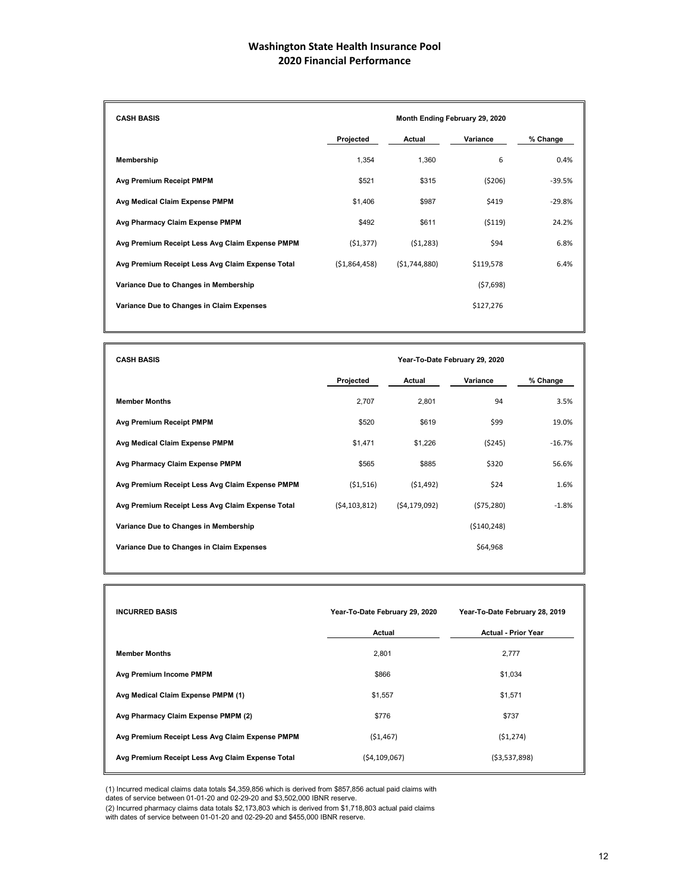# Washington State Health Insurance Pool
## 2020 Financial Performance

| CASH BASIS | Month Ending February 29, 2020 | | | |
|---|---|---|---|---|
| | Projected | Actual | Variance | % Change |
| Membership | 1,354 | 1,360 | 6 | 0.4% |
| Avg Premium Receipt PMPM | $521 | $315 | ($206) | -39.5% |
| Avg Medical Claim Expense PMPM | $1,406 | $987 | $419 | -29.8% |
| Avg Pharmacy Claim Expense PMPM | $492 | $611 | ($119) | 24.2% |
| Avg Premium Receipt Less Avg Claim Expense PMPM | ($1,377) | ($1,283) | $94 | 6.8% |
| Avg Premium Receipt Less Avg Claim Expense Total | ($1,864,458) | ($1,744,880) | $119,578 | 6.4% |
| Variance Due to Changes in Membership | | | ($7,698) | |
| Variance Due to Changes in Claim Expenses | | | $127,276 | |

| CASH BASIS | Year-To-Date February 29, 2020 | | | |
|---|---|---|---|---|
| | Projected | Actual | Variance | % Change |
| Member Months | 2,707 | 2,801 | 94 | 3.5% |
| Avg Premium Receipt PMPM | $520 | $619 | $99 | 19.0% |
| Avg Medical Claim Expense PMPM | $1,471 | $1,226 | ($245) | -16.7% |
| Avg Pharmacy Claim Expense PMPM | $565 | $885 | $320 | 56.6% |
| Avg Premium Receipt Less Avg Claim Expense PMPM | ($1,516) | ($1,492) | $24 | 1.6% |
| Avg Premium Receipt Less Avg Claim Expense Total | ($4,103,812) | ($4,179,092) | ($75,280) | -1.8% |
| Variance Due to Changes in Membership | | | ($140,248) | |
| Variance Due to Changes in Claim Expenses | | | $64,968 | |

| INCURRED BASIS | Year-To-Date February 29, 2020 | Year-To-Date February 28, 2019 |
|---|---|---|
| | Actual | Actual - Prior Year |
| Member Months | 2,801 | 2,777 |
| Avg Premium Income PMPM | $866 | $1,034 |
| Avg Medical Claim Expense PMPM (1) | $1,557 | $1,571 |
| Avg Pharmacy Claim Expense PMPM (2) | $776 | $737 |
| Avg Premium Receipt Less Avg Claim Expense PMPM | ($1,467) | ($1,274) |
| Avg Premium Receipt Less Avg Claim Expense Total | ($4,109,067) | ($3,537,898) |

(1) Incurred medical claims data totals $4,359,856 which is derived from $857,856 actual paid claims with dates of service between 01-01-20 and 02-29-20 and $3,502,000 IBNR reserve.

(2) Incurred pharmacy claims data totals $2,173,803 which is derived from $1,718,803 actual paid claims with dates of service between 01-01-20 and 02-29-20 and $455,000 IBNR reserve.